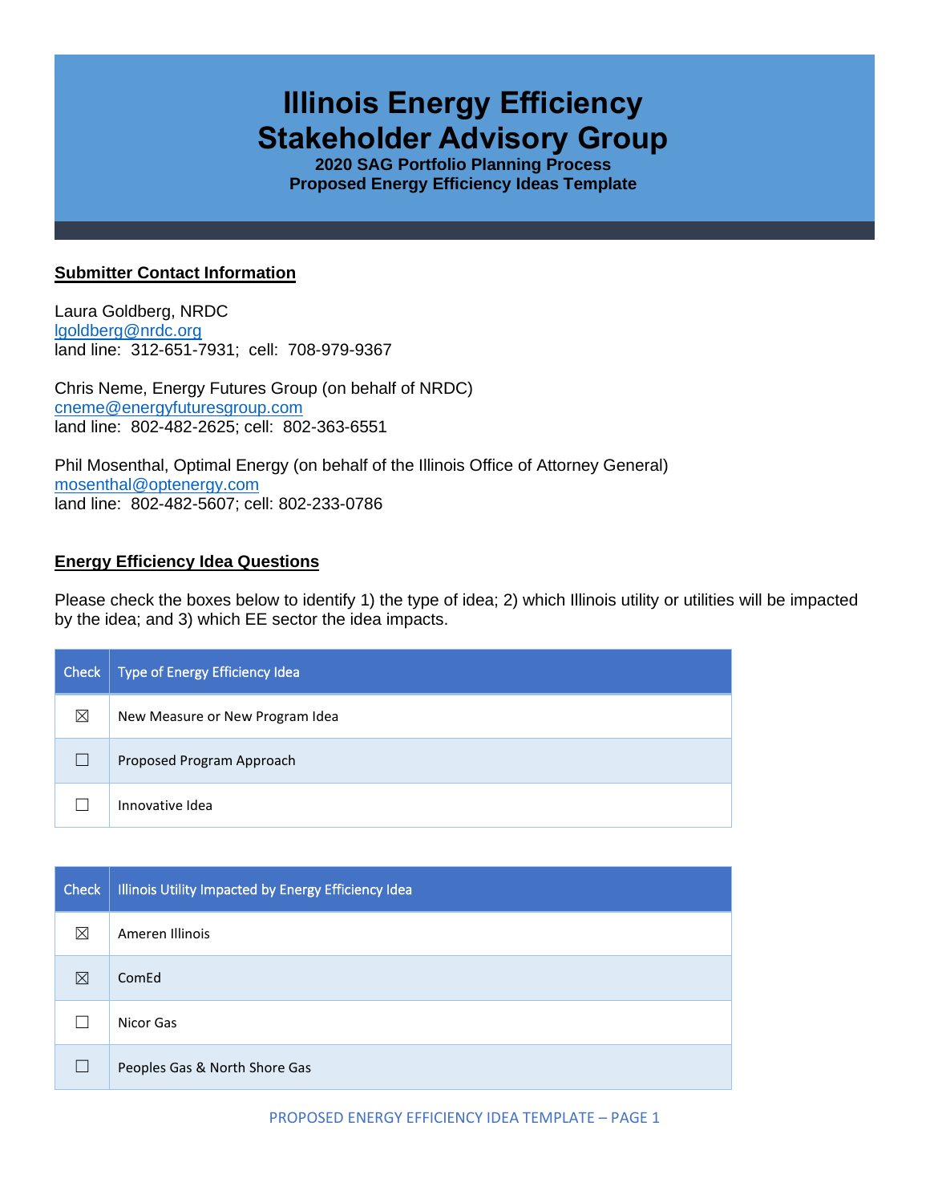# Illinois Energy Efficiency Stakeholder Advisory Group

### 2020 SAG Portfolio Planning Process
### Proposed Energy Efficiency Ideas Template

**Submitter Contact Information**

Laura Goldberg, NRDC
lgoldberg@nrdc.org
land line: 312-651-7931; cell: 708-979-9367

Chris Neme, Energy Futures Group (on behalf of NRDC)
cneme@energyfuturesgroup.com
land line: 802-482-2625; cell: 802-363-6551

Phil Mosenthal, Optimal Energy (on behalf of the Illinois Office of Attorney General)
mosenthal@optenergy.com
land line: 802-482-5607; cell: 802-233-0786

**Energy Efficiency Idea Questions**

Please check the boxes below to identify 1) the type of idea; 2) which Illinois utility or utilities will be impacted by the idea; and 3) which EE sector the idea impacts.

| Check | Type of Energy Efficiency Idea |
|---|---|
| ☒ | New Measure or New Program Idea |
| ☐ | Proposed Program Approach |
| ☐ | Innovative Idea |

| Check | Illinois Utility Impacted by Energy Efficiency Idea |
|---|---|
| ☒ | Ameren Illinois |
| ☒ | ComEd |
| ☐ | Nicor Gas |
| ☐ | Peoples Gas & North Shore Gas |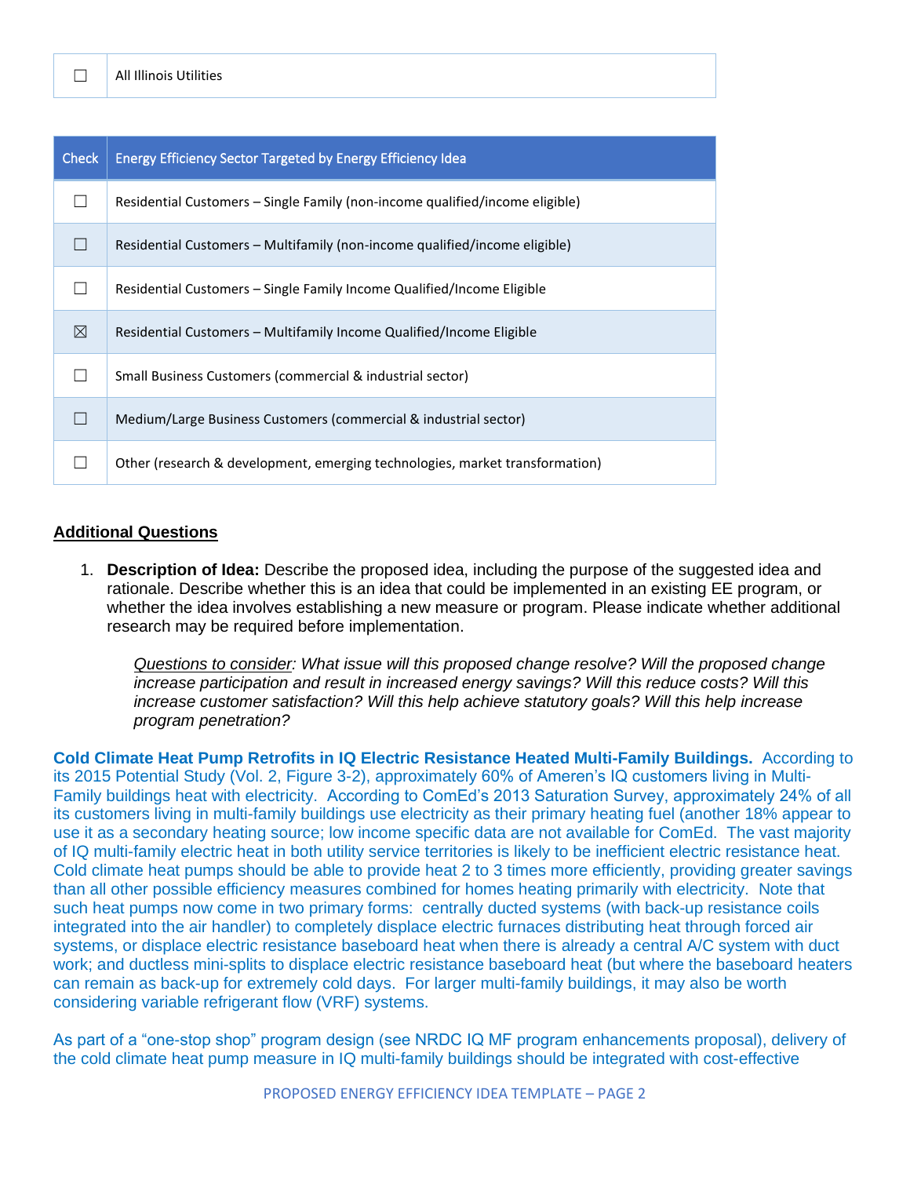| ☐ | All Illinois Utilities |
|---|---|

| Check | Energy Efficiency Sector Targeted by Energy Efficiency Idea |
|---|---|
| ☐ | Residential Customers – Single Family (non-income qualified/income eligible) |
| ☐ | Residential Customers – Multifamily (non-income qualified/income eligible) |
| ☐ | Residential Customers – Single Family Income Qualified/Income Eligible |
| ☒ | Residential Customers – Multifamily Income Qualified/Income Eligible |
| ☐ | Small Business Customers (commercial & industrial sector) |
| ☐ | Medium/Large Business Customers (commercial & industrial sector) |
| ☐ | Other (research & development, emerging technologies, market transformation) |

## Additional Questions

1. **Description of Idea:** Describe the proposed idea, including the purpose of the suggested idea and rationale. Describe whether this is an idea that could be implemented in an existing EE program, or whether the idea involves establishing a new measure or program. Please indicate whether additional research may be required before implementation.

   *Questions to consider: What issue will this proposed change resolve? Will the proposed change increase participation and result in increased energy savings? Will this reduce costs? Will this increase customer satisfaction? Will this help achieve statutory goals? Will this help increase program penetration?*

**Cold Climate Heat Pump Retrofits in IQ Electric Resistance Heated Multi-Family Buildings.** According to its 2015 Potential Study (Vol. 2, Figure 3-2), approximately 60% of Ameren's IQ customers living in Multi-Family buildings heat with electricity. According to ComEd's 2013 Saturation Survey, approximately 24% of all its customers living in multi-family buildings use electricity as their primary heating fuel (another 18% appear to use it as a secondary heating source; low income specific data are not available for ComEd. The vast majority of IQ multi-family electric heat in both utility service territories is likely to be inefficient electric resistance heat. Cold climate heat pumps should be able to provide heat 2 to 3 times more efficiently, providing greater savings than all other possible efficiency measures combined for homes heating primarily with electricity. Note that such heat pumps now come in two primary forms: centrally ducted systems (with back-up resistance coils integrated into the air handler) to completely displace electric furnaces distributing heat through forced air systems, or displace electric resistance baseboard heat when there is already a central A/C system with duct work; and ductless mini-splits to displace electric resistance baseboard heat (but where the baseboard heaters can remain as back-up for extremely cold days. For larger multi-family buildings, it may also be worth considering variable refrigerant flow (VRF) systems.

As part of a "one-stop shop" program design (see NRDC IQ MF program enhancements proposal), delivery of the cold climate heat pump measure in IQ multi-family buildings should be integrated with cost-effective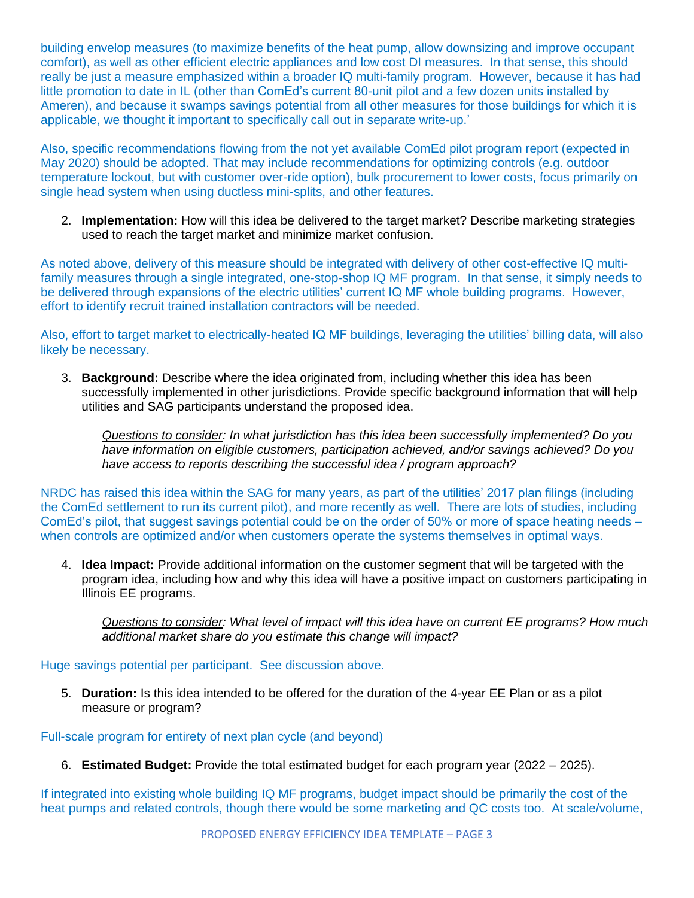building envelop measures (to maximize benefits of the heat pump, allow downsizing and improve occupant comfort), as well as other efficient electric appliances and low cost DI measures. In that sense, this should really be just a measure emphasized within a broader IQ multi-family program. However, because it has had little promotion to date in IL (other than ComEd's current 80-unit pilot and a few dozen units installed by Ameren), and because it swamps savings potential from all other measures for those buildings for which it is applicable, we thought it important to specifically call out in separate write-up.'

Also, specific recommendations flowing from the not yet available ComEd pilot program report (expected in May 2020) should be adopted. That may include recommendations for optimizing controls (e.g. outdoor temperature lockout, but with customer over-ride option), bulk procurement to lower costs, focus primarily on single head system when using ductless mini-splits, and other features.

2. **Implementation:** How will this idea be delivered to the target market? Describe marketing strategies used to reach the target market and minimize market confusion.

As noted above, delivery of this measure should be integrated with delivery of other cost-effective IQ multi-family measures through a single integrated, one-stop-shop IQ MF program. In that sense, it simply needs to be delivered through expansions of the electric utilities' current IQ MF whole building programs. However, effort to identify recruit trained installation contractors will be needed.

Also, effort to target market to electrically-heated IQ MF buildings, leveraging the utilities' billing data, will also likely be necessary.

3. **Background:** Describe where the idea originated from, including whether this idea has been successfully implemented in other jurisdictions. Provide specific background information that will help utilities and SAG participants understand the proposed idea.

   *<u>Questions to consider</u>: In what jurisdiction has this idea been successfully implemented? Do you have information on eligible customers, participation achieved, and/or savings achieved? Do you have access to reports describing the successful idea / program approach?*

NRDC has raised this idea within the SAG for many years, as part of the utilities' 2017 plan filings (including the ComEd settlement to run its current pilot), and more recently as well. There are lots of studies, including ComEd's pilot, that suggest savings potential could be on the order of 50% or more of space heating needs – when controls are optimized and/or when customers operate the systems themselves in optimal ways.

4. **Idea Impact:** Provide additional information on the customer segment that will be targeted with the program idea, including how and why this idea will have a positive impact on customers participating in Illinois EE programs.

   *<u>Questions to consider</u>: What level of impact will this idea have on current EE programs? How much additional market share do you estimate this change will impact?*

Huge savings potential per participant. See discussion above.

5. **Duration:** Is this idea intended to be offered for the duration of the 4-year EE Plan or as a pilot measure or program?

Full-scale program for entirety of next plan cycle (and beyond)

6. **Estimated Budget:** Provide the total estimated budget for each program year (2022 – 2025).

If integrated into existing whole building IQ MF programs, budget impact should be primarily the cost of the heat pumps and related controls, though there would be some marketing and QC costs too. At scale/volume,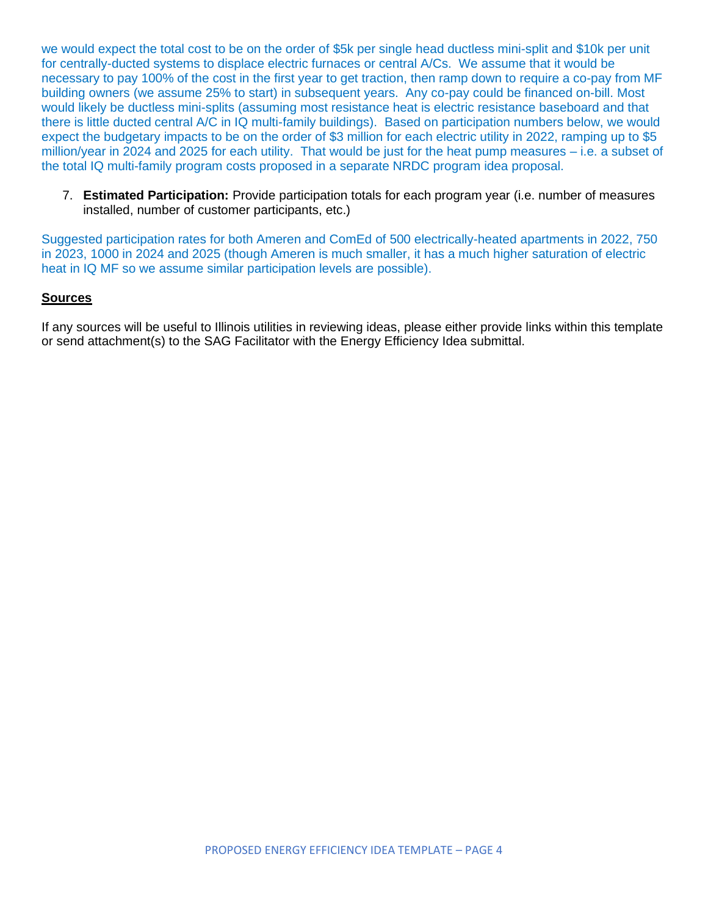we would expect the total cost to be on the order of $5k per single head ductless mini-split and $10k per unit for centrally-ducted systems to displace electric furnaces or central A/Cs. We assume that it would be necessary to pay 100% of the cost in the first year to get traction, then ramp down to require a co-pay from MF building owners (we assume 25% to start) in subsequent years. Any co-pay could be financed on-bill. Most would likely be ductless mini-splits (assuming most resistance heat is electric resistance baseboard and that there is little ducted central A/C in IQ multi-family buildings). Based on participation numbers below, we would expect the budgetary impacts to be on the order of $3 million for each electric utility in 2022, ramping up to $5 million/year in 2024 and 2025 for each utility. That would be just for the heat pump measures – i.e. a subset of the total IQ multi-family program costs proposed in a separate NRDC program idea proposal.

7. **Estimated Participation:** Provide participation totals for each program year (i.e. number of measures installed, number of customer participants, etc.)

Suggested participation rates for both Ameren and ComEd of 500 electrically-heated apartments in 2022, 750 in 2023, 1000 in 2024 and 2025 (though Ameren is much smaller, it has a much higher saturation of electric heat in IQ MF so we assume similar participation levels are possible).

**Sources**

If any sources will be useful to Illinois utilities in reviewing ideas, please either provide links within this template or send attachment(s) to the SAG Facilitator with the Energy Efficiency Idea submittal.